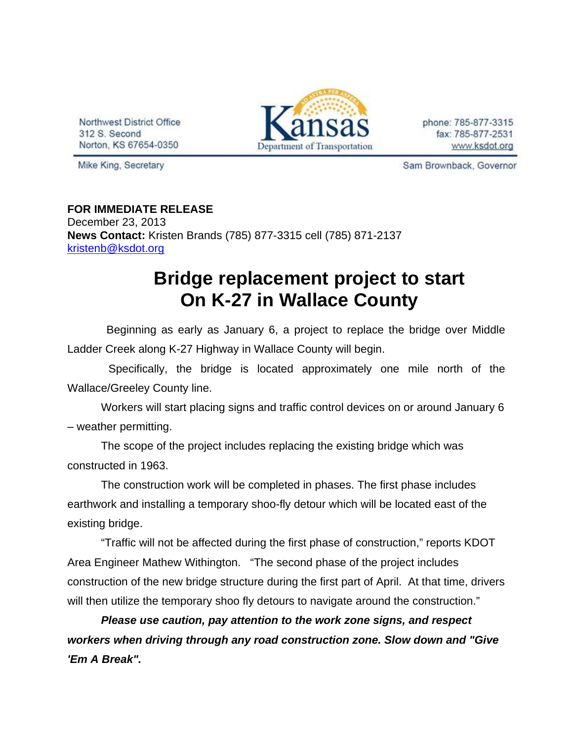Northwest District Office
312 S. Second
Norton, KS 67654-0350

Kansas Department of Transportation

phone: 785-877-3315
fax: 785-877-2531
www.ksdot.org

Mike King, Secretary

Sam Brownback, Governor

**FOR IMMEDIATE RELEASE**
December 23, 2013
**News Contact:** Kristen Brands (785) 877-3315 cell (785) 871-2137
kristenb@ksdot.org

# Bridge replacement project to start On K-27 in Wallace County

Beginning as early as January 6, a project to replace the bridge over Middle Ladder Creek along K-27 Highway in Wallace County will begin.

Specifically, the bridge is located approximately one mile north of the Wallace/Greeley County line.

Workers will start placing signs and traffic control devices on or around January 6 – weather permitting.

The scope of the project includes replacing the existing bridge which was constructed in 1963.

The construction work will be completed in phases. The first phase includes earthwork and installing a temporary shoo-fly detour which will be located east of the existing bridge.

"Traffic will not be affected during the first phase of construction," reports KDOT Area Engineer Mathew Withington. "The second phase of the project includes construction of the new bridge structure during the first part of April. At that time, drivers will then utilize the temporary shoo fly detours to navigate around the construction."

***Please use caution, pay attention to the work zone signs, and respect workers when driving through any road construction zone. Slow down and "Give 'Em A Break".***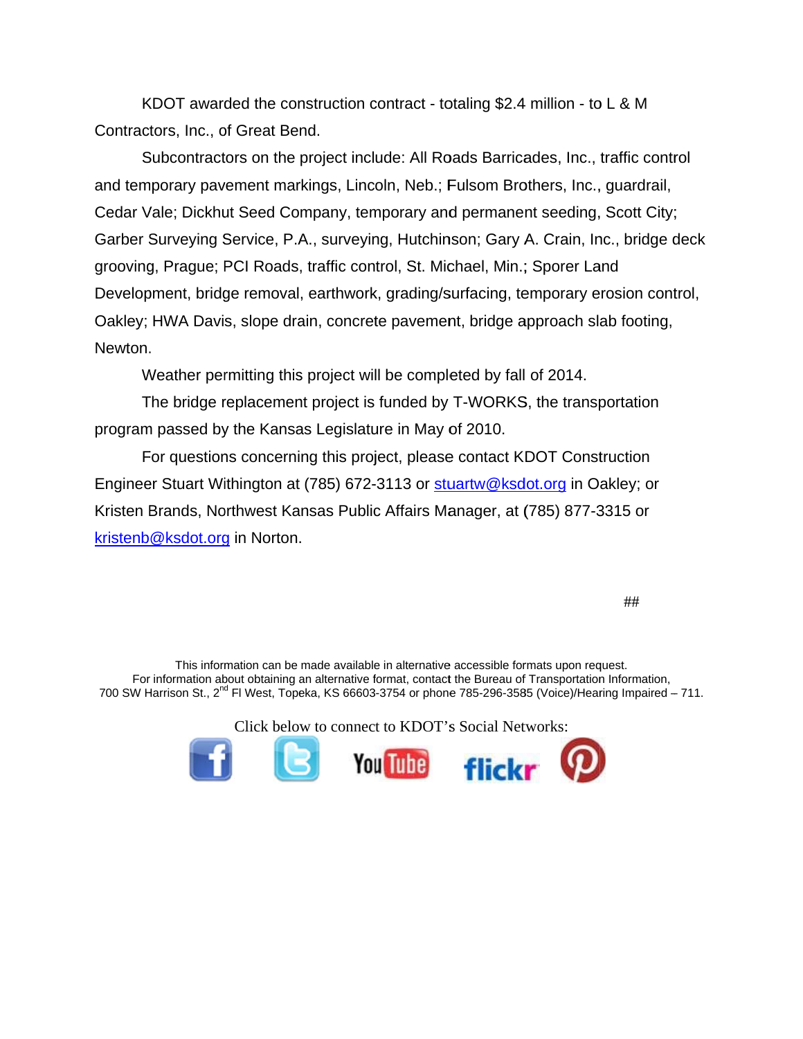KDOT awarded the construction contract - totaling $2.4 million - to L & M Contractors, Inc., of Great Bend.

Subcontractors on the project include: All Roads Barricades, Inc., traffic control and temporary pavement markings, Lincoln, Neb.; Fulsom Brothers, Inc., guardrail, Cedar Vale; Dickhut Seed Company, temporary and permanent seeding, Scott City; Garber Surveying Service, P.A., surveying, Hutchinson; Gary A. Crain, Inc., bridge deck grooving, Prague; PCI Roads, traffic control, St. Michael, Min.; Sporer Land Development, bridge removal, earthwork, grading/surfacing, temporary erosion control, Oakley; HWA Davis, slope drain, concrete pavement, bridge approach slab footing, Newton.

Weather permitting this project will be completed by fall of 2014.

The bridge replacement project is funded by T-WORKS, the transportation program passed by the Kansas Legislature in May of 2010.

For questions concerning this project, please contact KDOT Construction Engineer Stuart Withington at (785) 672-3113 or stuartw@ksdot.org in Oakley; or Kristen Brands, Northwest Kansas Public Affairs Manager, at (785) 877-3315 or kristenb@ksdot.org in Norton.

##

This information can be made available in alternative accessible formats upon request.
For information about obtaining an alternative format, contact the Bureau of Transportation Information, 700 SW Harrison St., 2nd Fl West, Topeka, KS 66603-3754 or phone 785-296-3585 (Voice)/Hearing Impaired – 711.

Click below to connect to KDOT's Social Networks: